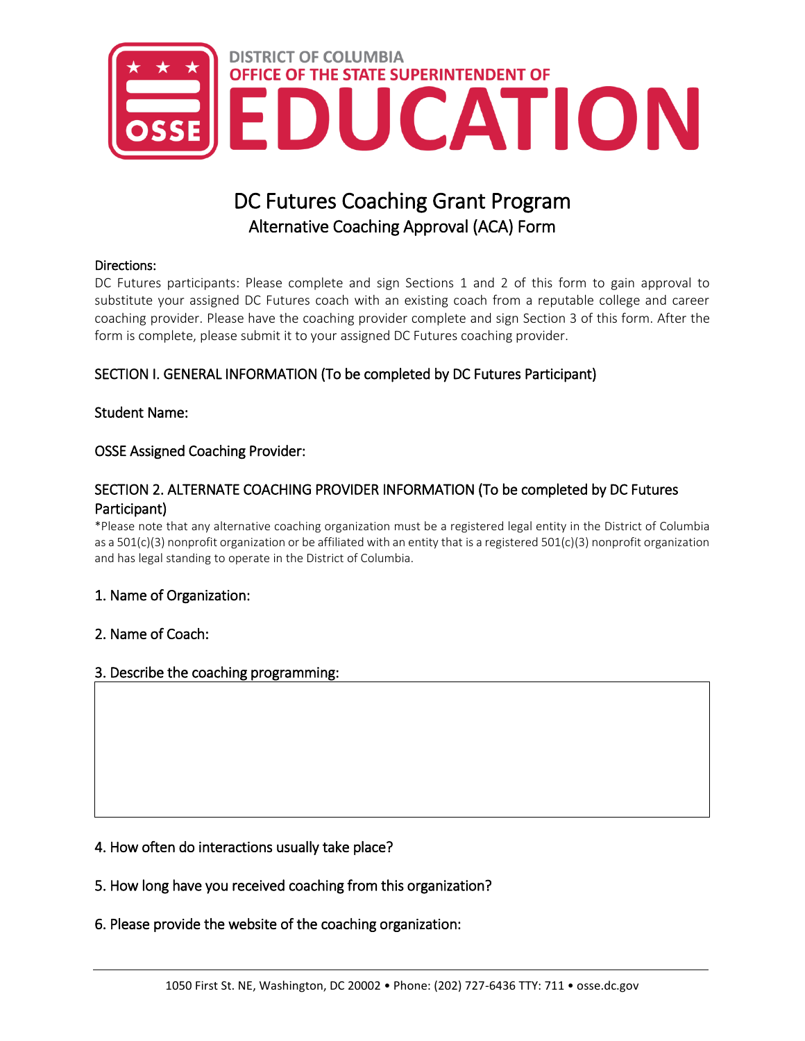DISTRICT OF COLUMBIA
OFFICE OF THE STATE SUPERINTENDENT OF
EDUCATION

# DC Futures Coaching Grant Program

## Alternative Coaching Approval (ACA) Form

Directions:

DC Futures participants: Please complete and sign Sections 1 and 2 of this form to gain approval to substitute your assigned DC Futures coach with an existing coach from a reputable college and career coaching provider. Please have the coaching provider complete and sign Section 3 of this form. After the form is complete, please submit it to your assigned DC Futures coaching provider.

## SECTION I. GENERAL INFORMATION (To be completed by DC Futures Participant)

Student Name:

OSSE Assigned Coaching Provider:

## SECTION 2. ALTERNATE COACHING PROVIDER INFORMATION (To be completed by DC Futures Participant)

*Please note that any alternative coaching organization must be a registered legal entity in the District of Columbia as a 501(c)(3) nonprofit organization or be affiliated with an entity that is a registered 501(c)(3) nonprofit organization and has legal standing to operate in the District of Columbia.

1. Name of Organization:

2. Name of Coach:

3. Describe the coaching programming:

4. How often do interactions usually take place?

5. How long have you received coaching from this organization?

6. Please provide the website of the coaching organization: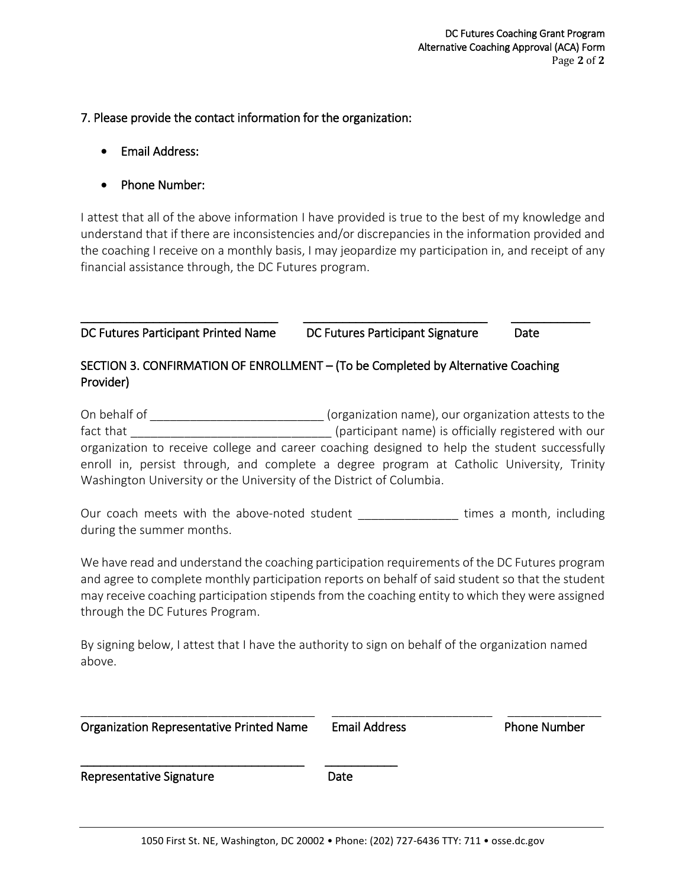7. Please provide the contact information for the organization:

- Email Address:
- Phone Number:

I attest that all of the above information I have provided is true to the best of my knowledge and understand that if there are inconsistencies and/or discrepancies in the information provided and the coaching I receive on a monthly basis, I may jeopardize my participation in, and receipt of any financial assistance through, the DC Futures program.

_______________________________ _____________________________ ____________

DC Futures Participant Printed Name DC Futures Participant Signature Date

## SECTION 3. CONFIRMATION OF ENROLLMENT – (To be Completed by Alternative Coaching Provider)

On behalf of __________________________ (organization name), our organization attests to the fact that _____________________________ (participant name) is officially registered with our organization to receive college and career coaching designed to help the student successfully enroll in, persist through, and complete a degree program at Catholic University, Trinity Washington University or the University of the District of Columbia.

Our coach meets with the above-noted student _______________ times a month, including during the summer months.

We have read and understand the coaching participation requirements of the DC Futures program and agree to complete monthly participation reports on behalf of said student so that the student may receive coaching participation stipends from the coaching entity to which they were assigned through the DC Futures Program.

By signing below, I attest that I have the authority to sign on behalf of the organization named above.

____________________________________ _________________________ ______________

Organization Representative Printed Name Email Address Phone Number

___________________________________ ____________

Representative Signature Date

1050 First St. NE, Washington, DC 20002 • Phone: (202) 727-6436 TTY: 711 • osse.dc.gov